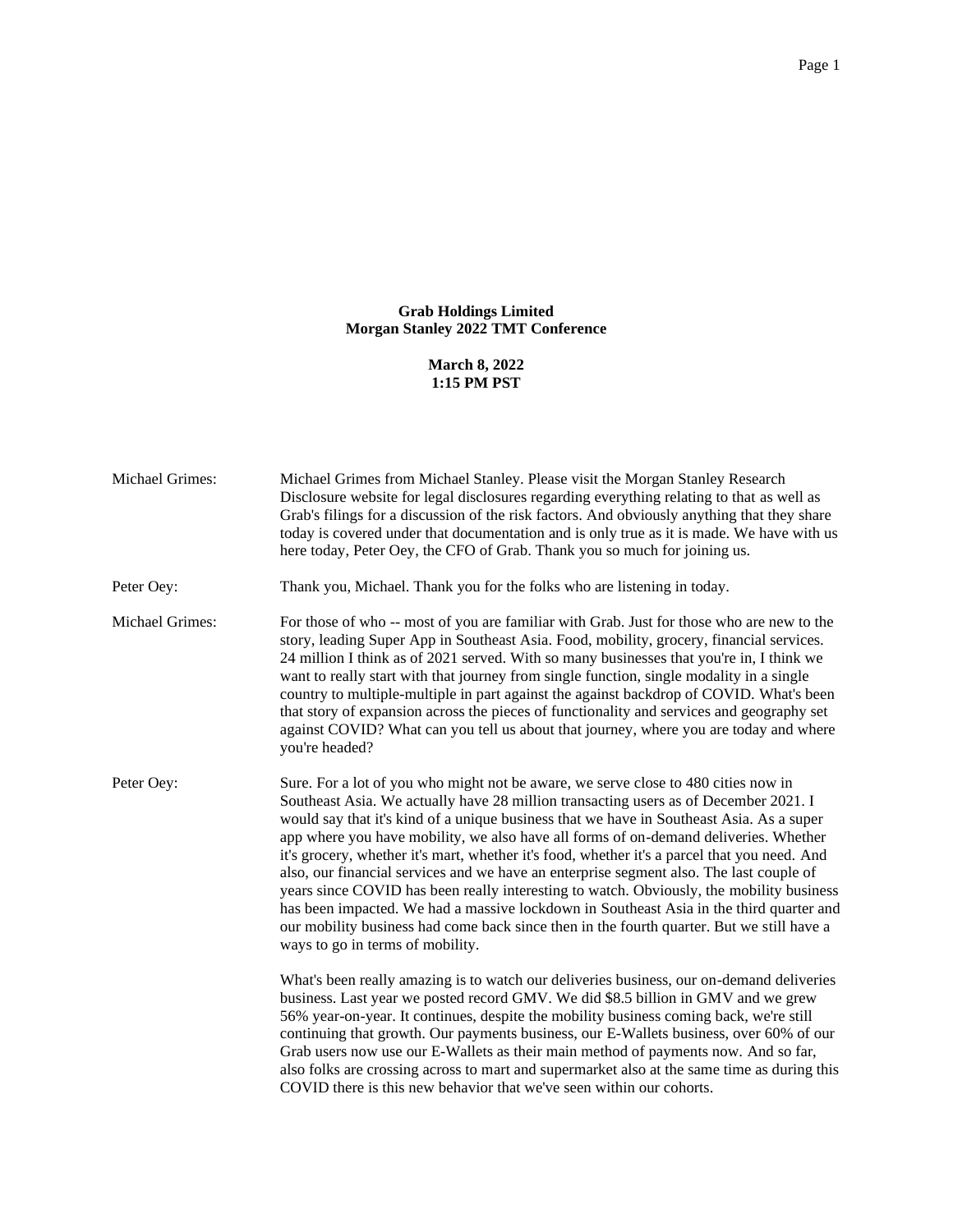**Grab Holdings Limited**
**Morgan Stanley 2022 TMT Conference**

**March 8, 2022**
**1:15 PM PST**

**Michael Grimes:** Michael Grimes from Michael Stanley. Please visit the Morgan Stanley Research Disclosure website for legal disclosures regarding everything relating to that as well as Grab's filings for a discussion of the risk factors. And obviously anything that they share today is covered under that documentation and is only true as it is made. We have with us here today, Peter Oey, the CFO of Grab. Thank you so much for joining us.

**Peter Oey:** Thank you, Michael. Thank you for the folks who are listening in today.

**Michael Grimes:** For those of who -- most of you are familiar with Grab. Just for those who are new to the story, leading Super App in Southeast Asia. Food, mobility, grocery, financial services. 24 million I think as of 2021 served. With so many businesses that you're in, I think we want to really start with that journey from single function, single modality in a single country to multiple-multiple in part against the against backdrop of COVID. What's been that story of expansion across the pieces of functionality and services and geography set against COVID? What can you tell us about that journey, where you are today and where you're headed?

**Peter Oey:** Sure. For a lot of you who might not be aware, we serve close to 480 cities now in Southeast Asia. We actually have 28 million transacting users as of December 2021. I would say that it's kind of a unique business that we have in Southeast Asia. As a super app where you have mobility, we also have all forms of on-demand deliveries. Whether it's grocery, whether it's mart, whether it's food, whether it's a parcel that you need. And also, our financial services and we have an enterprise segment also. The last couple of years since COVID has been really interesting to watch. Obviously, the mobility business has been impacted. We had a massive lockdown in Southeast Asia in the third quarter and our mobility business had come back since then in the fourth quarter. But we still have a ways to go in terms of mobility.

What's been really amazing is to watch our deliveries business, our on-demand deliveries business. Last year we posted record GMV. We did $8.5 billion in GMV and we grew 56% year-on-year. It continues, despite the mobility business coming back, we're still continuing that growth. Our payments business, our E-Wallets business, over 60% of our Grab users now use our E-Wallets as their main method of payments now. And so far, also folks are crossing across to mart and supermarket also at the same time as during this COVID there is this new behavior that we've seen within our cohorts.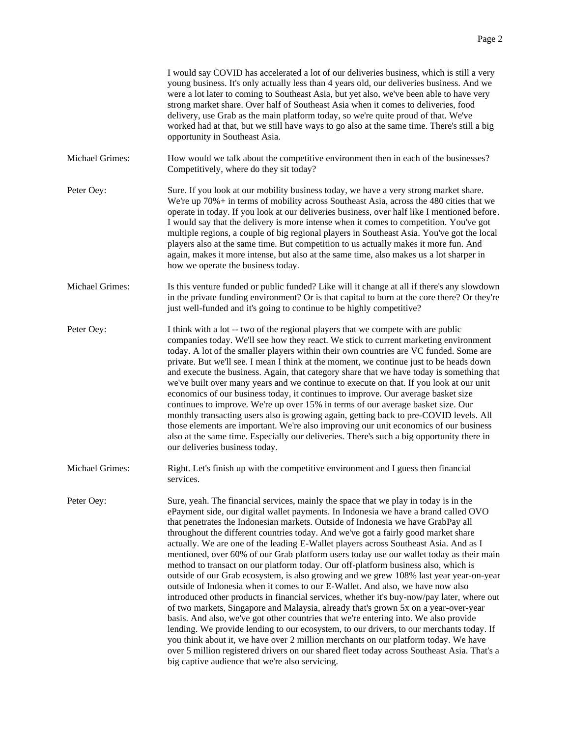I would say COVID has accelerated a lot of our deliveries business, which is still a very young business. It's only actually less than 4 years old, our deliveries business. And we were a lot later to coming to Southeast Asia, but yet also, we've been able to have very strong market share. Over half of Southeast Asia when it comes to deliveries, food delivery, use Grab as the main platform today, so we're quite proud of that. We've worked had at that, but we still have ways to go also at the same time. There's still a big opportunity in Southeast Asia.

**Michael Grimes:** How would we talk about the competitive environment then in each of the businesses? Competitively, where do they sit today?

**Peter Oey:** Sure. If you look at our mobility business today, we have a very strong market share. We're up 70%+ in terms of mobility across Southeast Asia, across the 480 cities that we operate in today. If you look at our deliveries business, over half like I mentioned before. I would say that the delivery is more intense when it comes to competition. You've got multiple regions, a couple of big regional players in Southeast Asia. You've got the local players also at the same time. But competition to us actually makes it more fun. And again, makes it more intense, but also at the same time, also makes us a lot sharper in how we operate the business today.

**Michael Grimes:** Is this venture funded or public funded? Like will it change at all if there's any slowdown in the private funding environment? Or is that capital to burn at the core there? Or they're just well-funded and it's going to continue to be highly competitive?

**Peter Oey:** I think with a lot -- two of the regional players that we compete with are public companies today. We'll see how they react. We stick to current marketing environment today. A lot of the smaller players within their own countries are VC funded. Some are private. But we'll see. I mean I think at the moment, we continue just to be heads down and execute the business. Again, that category share that we have today is something that we've built over many years and we continue to execute on that. If you look at our unit economics of our business today, it continues to improve. Our average basket size continues to improve. We're up over 15% in terms of our average basket size. Our monthly transacting users also is growing again, getting back to pre-COVID levels. All those elements are important. We're also improving our unit economics of our business also at the same time. Especially our deliveries. There's such a big opportunity there in our deliveries business today.

**Michael Grimes:** Right. Let's finish up with the competitive environment and I guess then financial services.

**Peter Oey:** Sure, yeah. The financial services, mainly the space that we play in today is in the ePayment side, our digital wallet payments. In Indonesia we have a brand called OVO that penetrates the Indonesian markets. Outside of Indonesia we have GrabPay all throughout the different countries today. And we've got a fairly good market share actually. We are one of the leading E-Wallet players across Southeast Asia. And as I mentioned, over 60% of our Grab platform users today use our wallet today as their main method to transact on our platform today. Our off-platform business also, which is outside of our Grab ecosystem, is also growing and we grew 108% last year year-on-year outside of Indonesia when it comes to our E-Wallet. And also, we have now also introduced other products in financial services, whether it's buy-now/pay later, where out of two markets, Singapore and Malaysia, already that's grown 5x on a year-over-year basis. And also, we've got other countries that we're entering into. We also provide lending. We provide lending to our ecosystem, to our drivers, to our merchants today. If you think about it, we have over 2 million merchants on our platform today. We have over 5 million registered drivers on our shared fleet today across Southeast Asia. That's a big captive audience that we're also servicing.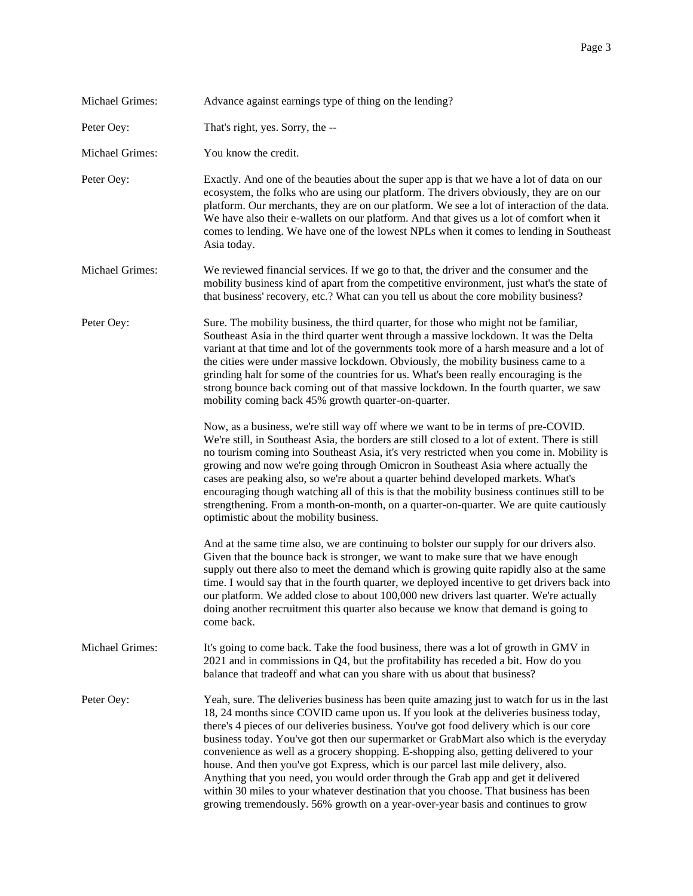Michael Grimes: Advance against earnings type of thing on the lending?

Peter Oey: That's right, yes. Sorry, the --

Michael Grimes: You know the credit.

Peter Oey: Exactly. And one of the beauties about the super app is that we have a lot of data on our ecosystem, the folks who are using our platform. The drivers obviously, they are on our platform. Our merchants, they are on our platform. We see a lot of interaction of the data. We have also their e-wallets on our platform. And that gives us a lot of comfort when it comes to lending. We have one of the lowest NPLs when it comes to lending in Southeast Asia today.

Michael Grimes: We reviewed financial services. If we go to that, the driver and the consumer and the mobility business kind of apart from the competitive environment, just what's the state of that business' recovery, etc.? What can you tell us about the core mobility business?

Peter Oey: Sure. The mobility business, the third quarter, for those who might not be familiar, Southeast Asia in the third quarter went through a massive lockdown. It was the Delta variant at that time and lot of the governments took more of a harsh measure and a lot of the cities were under massive lockdown. Obviously, the mobility business came to a grinding halt for some of the countries for us. What's been really encouraging is the strong bounce back coming out of that massive lockdown. In the fourth quarter, we saw mobility coming back 45% growth quarter-on-quarter.

Now, as a business, we're still way off where we want to be in terms of pre-COVID. We're still, in Southeast Asia, the borders are still closed to a lot of extent. There is still no tourism coming into Southeast Asia, it's very restricted when you come in. Mobility is growing and now we're going through Omicron in Southeast Asia where actually the cases are peaking also, so we're about a quarter behind developed markets. What's encouraging though watching all of this is that the mobility business continues still to be strengthening. From a month-on-month, on a quarter-on-quarter. We are quite cautiously optimistic about the mobility business.

And at the same time also, we are continuing to bolster our supply for our drivers also. Given that the bounce back is stronger, we want to make sure that we have enough supply out there also to meet the demand which is growing quite rapidly also at the same time. I would say that in the fourth quarter, we deployed incentive to get drivers back into our platform. We added close to about 100,000 new drivers last quarter. We're actually doing another recruitment this quarter also because we know that demand is going to come back.

Michael Grimes: It's going to come back. Take the food business, there was a lot of growth in GMV in 2021 and in commissions in Q4, but the profitability has receded a bit. How do you balance that tradeoff and what can you share with us about that business?

Peter Oey: Yeah, sure. The deliveries business has been quite amazing just to watch for us in the last 18, 24 months since COVID came upon us. If you look at the deliveries business today, there's 4 pieces of our deliveries business. You've got food delivery which is our core business today. You've got then our supermarket or GrabMart also which is the everyday convenience as well as a grocery shopping. E-shopping also, getting delivered to your house. And then you've got Express, which is our parcel last mile delivery, also. Anything that you need, you would order through the Grab app and get it delivered within 30 miles to your whatever destination that you choose. That business has been growing tremendously. 56% growth on a year-over-year basis and continues to grow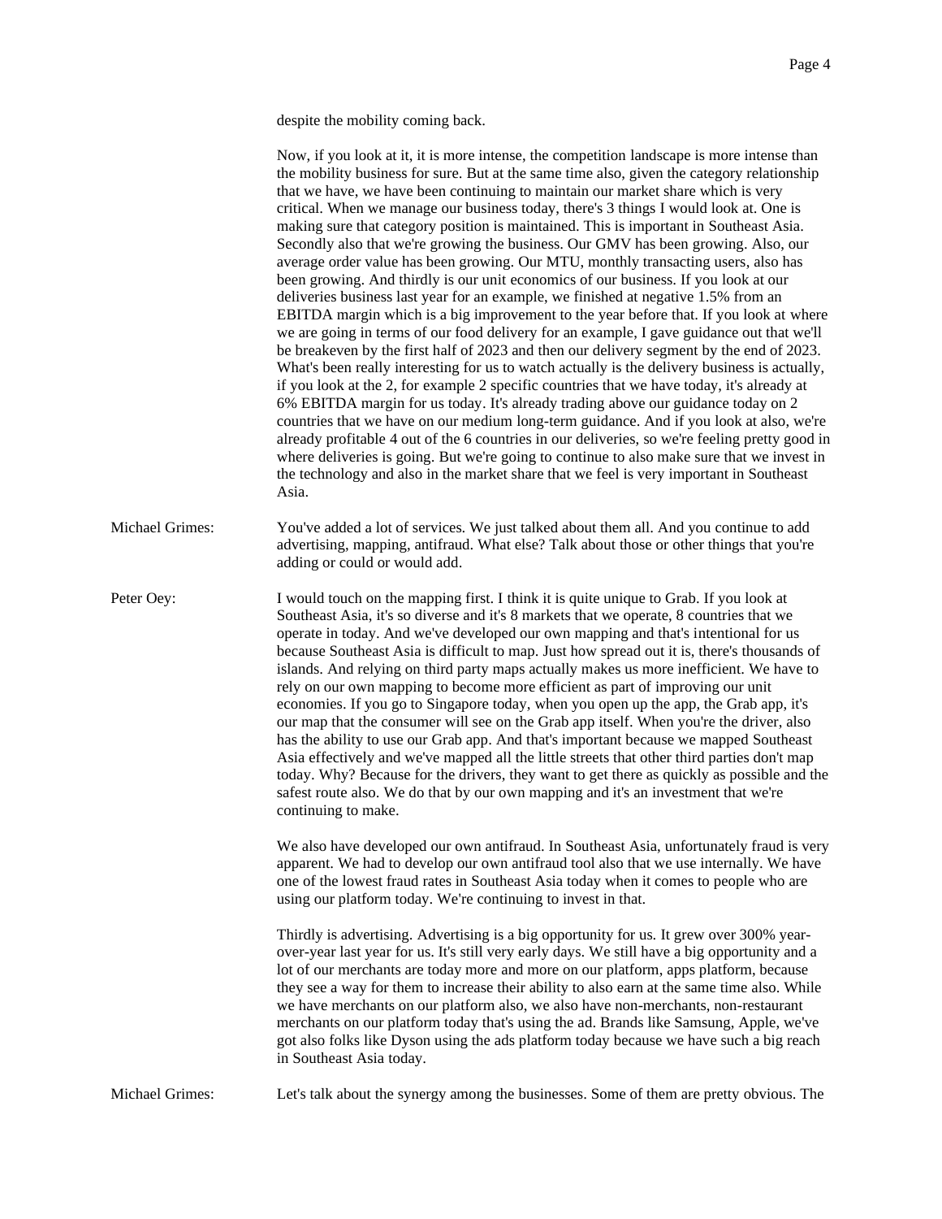despite the mobility coming back.

Now, if you look at it, it is more intense, the competition landscape is more intense than the mobility business for sure. But at the same time also, given the category relationship that we have, we have been continuing to maintain our market share which is very critical. When we manage our business today, there's 3 things I would look at. One is making sure that category position is maintained. This is important in Southeast Asia. Secondly also that we're growing the business. Our GMV has been growing. Also, our average order value has been growing. Our MTU, monthly transacting users, also has been growing. And thirdly is our unit economics of our business. If you look at our deliveries business last year for an example, we finished at negative 1.5% from an EBITDA margin which is a big improvement to the year before that. If you look at where we are going in terms of our food delivery for an example, I gave guidance out that we'll be breakeven by the first half of 2023 and then our delivery segment by the end of 2023. What's been really interesting for us to watch actually is the delivery business is actually, if you look at the 2, for example 2 specific countries that we have today, it's already at 6% EBITDA margin for us today. It's already trading above our guidance today on 2 countries that we have on our medium long-term guidance. And if you look at also, we're already profitable 4 out of the 6 countries in our deliveries, so we're feeling pretty good in where deliveries is going. But we're going to continue to also make sure that we invest in the technology and also in the market share that we feel is very important in Southeast Asia.

**Michael Grimes:** You've added a lot of services. We just talked about them all. And you continue to add advertising, mapping, antifraud. What else? Talk about those or other things that you're adding or could or would add.

**Peter Oey:** I would touch on the mapping first. I think it is quite unique to Grab. If you look at Southeast Asia, it's so diverse and it's 8 markets that we operate, 8 countries that we operate in today. And we've developed our own mapping and that's intentional for us because Southeast Asia is difficult to map. Just how spread out it is, there's thousands of islands. And relying on third party maps actually makes us more inefficient. We have to rely on our own mapping to become more efficient as part of improving our unit economies. If you go to Singapore today, when you open up the app, the Grab app, it's our map that the consumer will see on the Grab app itself. When you're the driver, also has the ability to use our Grab app. And that's important because we mapped Southeast Asia effectively and we've mapped all the little streets that other third parties don't map today. Why? Because for the drivers, they want to get there as quickly as possible and the safest route also. We do that by our own mapping and it's an investment that we're continuing to make.

We also have developed our own antifraud. In Southeast Asia, unfortunately fraud is very apparent. We had to develop our own antifraud tool also that we use internally. We have one of the lowest fraud rates in Southeast Asia today when it comes to people who are using our platform today. We're continuing to invest in that.

Thirdly is advertising. Advertising is a big opportunity for us. It grew over 300% year-over-year last year for us. It's still very early days. We still have a big opportunity and a lot of our merchants are today more and more on our platform, apps platform, because they see a way for them to increase their ability to also earn at the same time also. While we have merchants on our platform also, we also have non-merchants, non-restaurant merchants on our platform today that's using the ad. Brands like Samsung, Apple, we've got also folks like Dyson using the ads platform today because we have such a big reach in Southeast Asia today.

**Michael Grimes:** Let's talk about the synergy among the businesses. Some of them are pretty obvious. The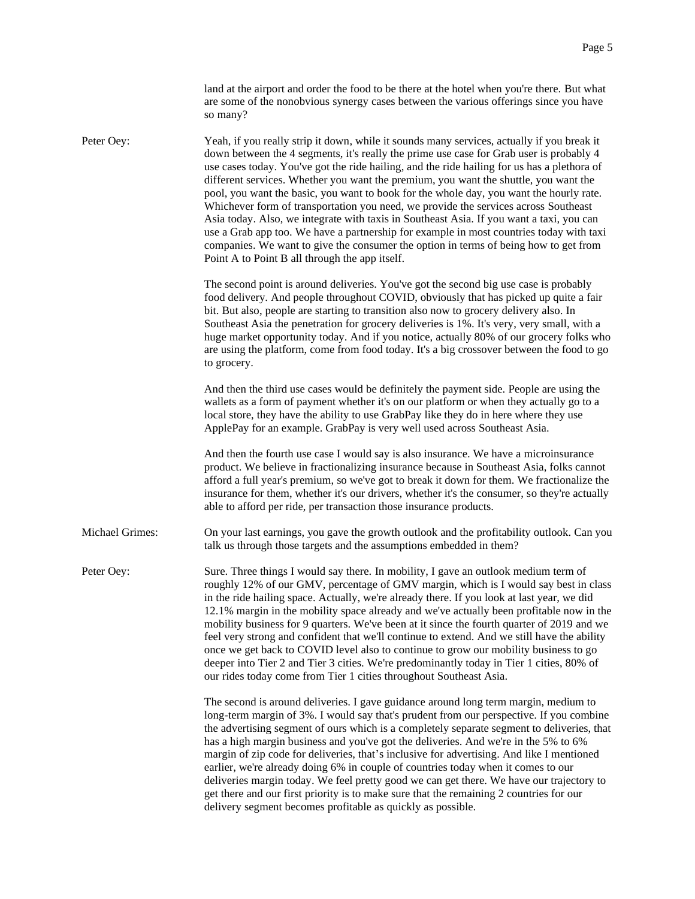land at the airport and order the food to be there at the hotel when you're there. But what are some of the nonobvious synergy cases between the various offerings since you have so many?

Peter Oey: Yeah, if you really strip it down, while it sounds many services, actually if you break it down between the 4 segments, it's really the prime use case for Grab user is probably 4 use cases today. You've got the ride hailing, and the ride hailing for us has a plethora of different services. Whether you want the premium, you want the shuttle, you want the pool, you want the basic, you want to book for the whole day, you want the hourly rate. Whichever form of transportation you need, we provide the services across Southeast Asia today. Also, we integrate with taxis in Southeast Asia. If you want a taxi, you can use a Grab app too. We have a partnership for example in most countries today with taxi companies. We want to give the consumer the option in terms of being how to get from Point A to Point B all through the app itself.

The second point is around deliveries. You've got the second big use case is probably food delivery. And people throughout COVID, obviously that has picked up quite a fair bit. But also, people are starting to transition also now to grocery delivery also. In Southeast Asia the penetration for grocery deliveries is 1%. It's very, very small, with a huge market opportunity today. And if you notice, actually 80% of our grocery folks who are using the platform, come from food today. It's a big crossover between the food to go to grocery.

And then the third use cases would be definitely the payment side. People are using the wallets as a form of payment whether it's on our platform or when they actually go to a local store, they have the ability to use GrabPay like they do in here where they use ApplePay for an example. GrabPay is very well used across Southeast Asia.

And then the fourth use case I would say is also insurance. We have a microinsurance product. We believe in fractionalizing insurance because in Southeast Asia, folks cannot afford a full year's premium, so we've got to break it down for them. We fractionalize the insurance for them, whether it's our drivers, whether it's the consumer, so they're actually able to afford per ride, per transaction those insurance products.

Michael Grimes: On your last earnings, you gave the growth outlook and the profitability outlook. Can you talk us through those targets and the assumptions embedded in them?

Peter Oey: Sure. Three things I would say there. In mobility, I gave an outlook medium term of roughly 12% of our GMV, percentage of GMV margin, which is I would say best in class in the ride hailing space. Actually, we're already there. If you look at last year, we did 12.1% margin in the mobility space already and we've actually been profitable now in the mobility business for 9 quarters. We've been at it since the fourth quarter of 2019 and we feel very strong and confident that we'll continue to extend. And we still have the ability once we get back to COVID level also to continue to grow our mobility business to go deeper into Tier 2 and Tier 3 cities. We're predominantly today in Tier 1 cities, 80% of our rides today come from Tier 1 cities throughout Southeast Asia.

The second is around deliveries. I gave guidance around long term margin, medium to long-term margin of 3%. I would say that's prudent from our perspective. If you combine the advertising segment of ours which is a completely separate segment to deliveries, that has a high margin business and you've got the deliveries. And we're in the 5% to 6% margin of zip code for deliveries, that's inclusive for advertising. And like I mentioned earlier, we're already doing 6% in couple of countries today when it comes to our deliveries margin today. We feel pretty good we can get there. We have our trajectory to get there and our first priority is to make sure that the remaining 2 countries for our delivery segment becomes profitable as quickly as possible.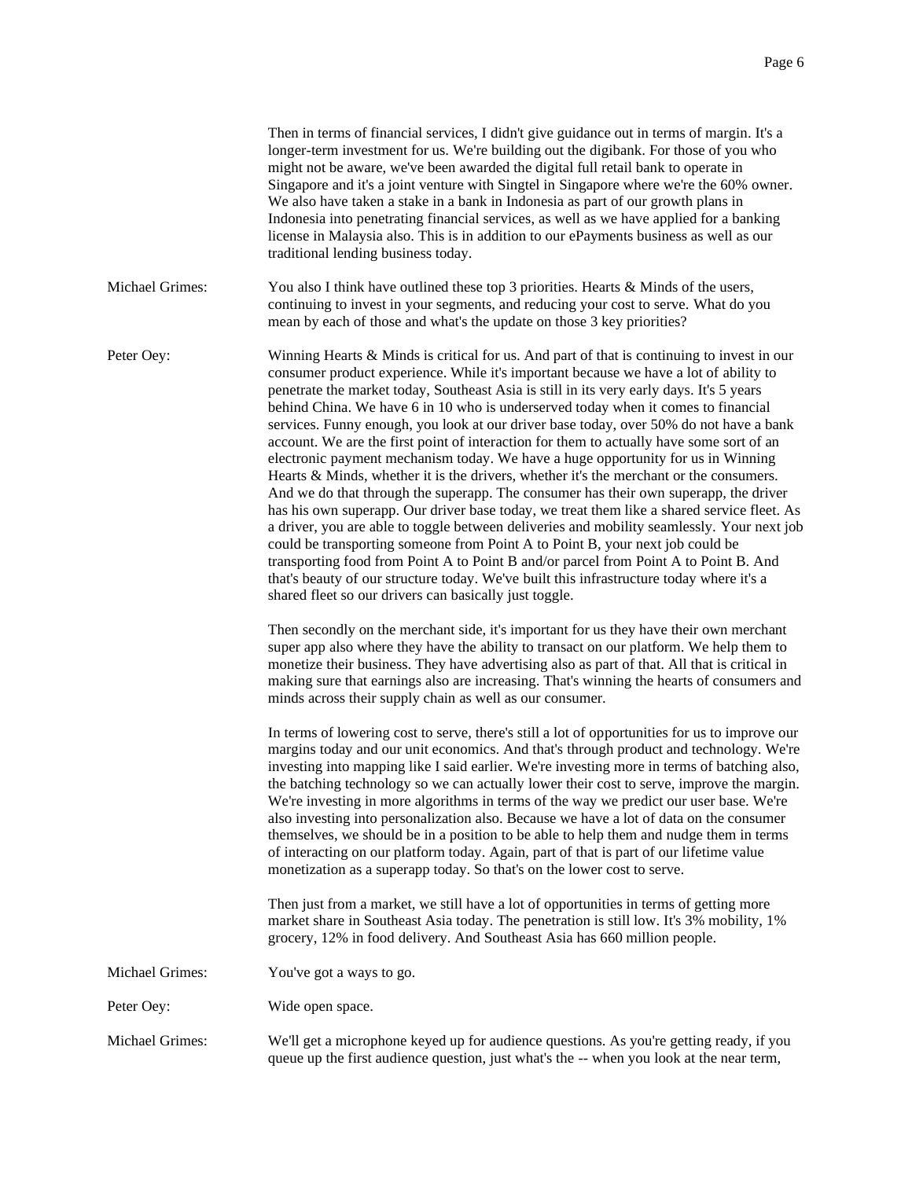Then in terms of financial services, I didn't give guidance out in terms of margin. It's a longer-term investment for us. We're building out the digibank. For those of you who might not be aware, we've been awarded the digital full retail bank to operate in Singapore and it's a joint venture with Singtel in Singapore where we're the 60% owner. We also have taken a stake in a bank in Indonesia as part of our growth plans in Indonesia into penetrating financial services, as well as we have applied for a banking license in Malaysia also. This is in addition to our ePayments business as well as our traditional lending business today.

**Michael Grimes:** You also I think have outlined these top 3 priorities. Hearts & Minds of the users, continuing to invest in your segments, and reducing your cost to serve. What do you mean by each of those and what's the update on those 3 key priorities?

**Peter Oey:** Winning Hearts & Minds is critical for us. And part of that is continuing to invest in our consumer product experience. While it's important because we have a lot of ability to penetrate the market today, Southeast Asia is still in its very early days. It's 5 years behind China. We have 6 in 10 who is underserved today when it comes to financial services. Funny enough, you look at our driver base today, over 50% do not have a bank account. We are the first point of interaction for them to actually have some sort of an electronic payment mechanism today. We have a huge opportunity for us in Winning Hearts & Minds, whether it is the drivers, whether it's the merchant or the consumers. And we do that through the superapp. The consumer has their own superapp, the driver has his own superapp. Our driver base today, we treat them like a shared service fleet. As a driver, you are able to toggle between deliveries and mobility seamlessly. Your next job could be transporting someone from Point A to Point B, your next job could be transporting food from Point A to Point B and/or parcel from Point A to Point B. And that's beauty of our structure today. We've built this infrastructure today where it's a shared fleet so our drivers can basically just toggle.

Then secondly on the merchant side, it's important for us they have their own merchant super app also where they have the ability to transact on our platform. We help them to monetize their business. They have advertising also as part of that. All that is critical in making sure that earnings also are increasing. That's winning the hearts of consumers and minds across their supply chain as well as our consumer.

In terms of lowering cost to serve, there's still a lot of opportunities for us to improve our margins today and our unit economics. And that's through product and technology. We're investing into mapping like I said earlier. We're investing more in terms of batching also, the batching technology so we can actually lower their cost to serve, improve the margin. We're investing in more algorithms in terms of the way we predict our user base. We're also investing into personalization also. Because we have a lot of data on the consumer themselves, we should be in a position to be able to help them and nudge them in terms of interacting on our platform today. Again, part of that is part of our lifetime value monetization as a superapp today. So that's on the lower cost to serve.

Then just from a market, we still have a lot of opportunities in terms of getting more market share in Southeast Asia today. The penetration is still low. It's 3% mobility, 1% grocery, 12% in food delivery. And Southeast Asia has 660 million people.

**Michael Grimes:** You've got a ways to go.

**Peter Oey:** Wide open space.

**Michael Grimes:** We'll get a microphone keyed up for audience questions. As you're getting ready, if you queue up the first audience question, just what's the -- when you look at the near term,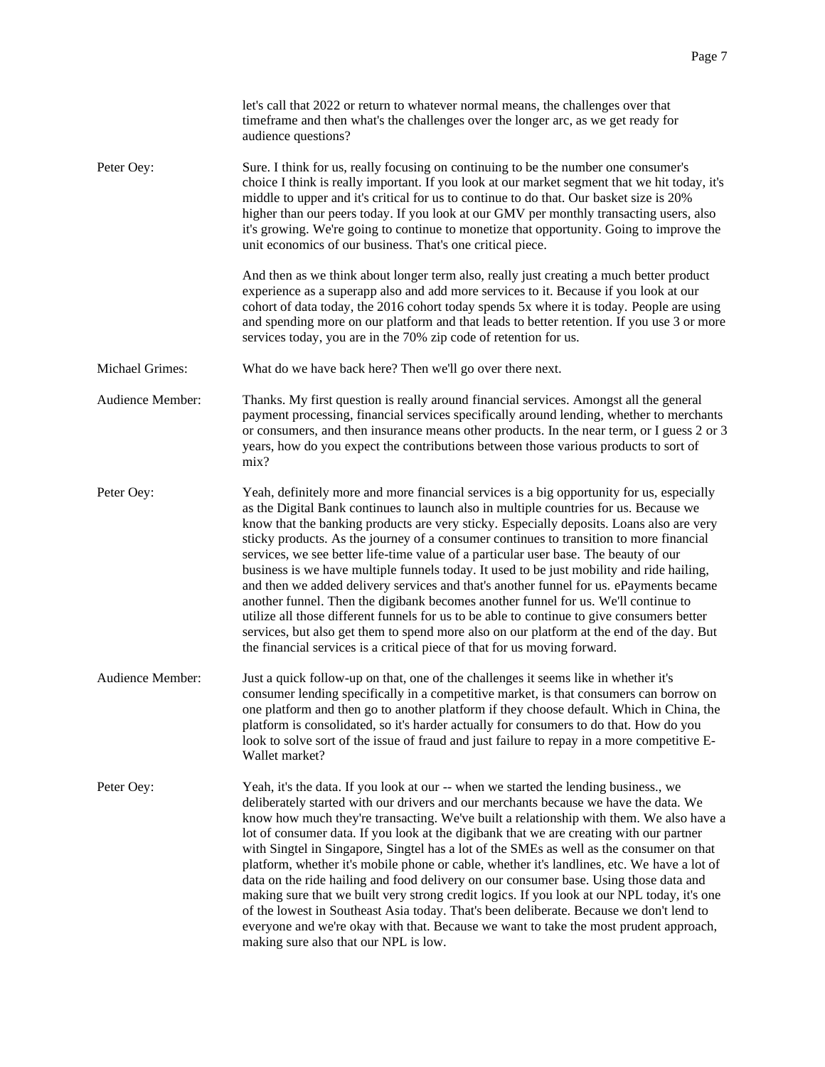let's call that 2022 or return to whatever normal means, the challenges over that timeframe and then what's the challenges over the longer arc, as we get ready for audience questions?

**Peter Oey:** Sure. I think for us, really focusing on continuing to be the number one consumer's choice I think is really important. If you look at our market segment that we hit today, it's middle to upper and it's critical for us to continue to do that. Our basket size is 20% higher than our peers today. If you look at our GMV per monthly transacting users, also it's growing. We're going to continue to monetize that opportunity. Going to improve the unit economics of our business. That's one critical piece.

And then as we think about longer term also, really just creating a much better product experience as a superapp also and add more services to it. Because if you look at our cohort of data today, the 2016 cohort today spends 5x where it is today. People are using and spending more on our platform and that leads to better retention. If you use 3 or more services today, you are in the 70% zip code of retention for us.

**Michael Grimes:** What do we have back here? Then we'll go over there next.

**Audience Member:** Thanks. My first question is really around financial services. Amongst all the general payment processing, financial services specifically around lending, whether to merchants or consumers, and then insurance means other products. In the near term, or I guess 2 or 3 years, how do you expect the contributions between those various products to sort of mix?

**Peter Oey:** Yeah, definitely more and more financial services is a big opportunity for us, especially as the Digital Bank continues to launch also in multiple countries for us. Because we know that the banking products are very sticky. Especially deposits. Loans also are very sticky products. As the journey of a consumer continues to transition to more financial services, we see better life-time value of a particular user base. The beauty of our business is we have multiple funnels today. It used to be just mobility and ride hailing, and then we added delivery services and that's another funnel for us. ePayments became another funnel. Then the digibank becomes another funnel for us. We'll continue to utilize all those different funnels for us to be able to continue to give consumers better services, but also get them to spend more also on our platform at the end of the day. But the financial services is a critical piece of that for us moving forward.

**Audience Member:** Just a quick follow-up on that, one of the challenges it seems like in whether it's consumer lending specifically in a competitive market, is that consumers can borrow on one platform and then go to another platform if they choose default. Which in China, the platform is consolidated, so it's harder actually for consumers to do that. How do you look to solve sort of the issue of fraud and just failure to repay in a more competitive E-Wallet market?

**Peter Oey:** Yeah, it's the data. If you look at our -- when we started the lending business., we deliberately started with our drivers and our merchants because we have the data. We know how much they're transacting. We've built a relationship with them. We also have a lot of consumer data. If you look at the digibank that we are creating with our partner with Singtel in Singapore, Singtel has a lot of the SMEs as well as the consumer on that platform, whether it's mobile phone or cable, whether it's landlines, etc. We have a lot of data on the ride hailing and food delivery on our consumer base. Using those data and making sure that we built very strong credit logics. If you look at our NPL today, it's one of the lowest in Southeast Asia today. That's been deliberate. Because we don't lend to everyone and we're okay with that. Because we want to take the most prudent approach, making sure also that our NPL is low.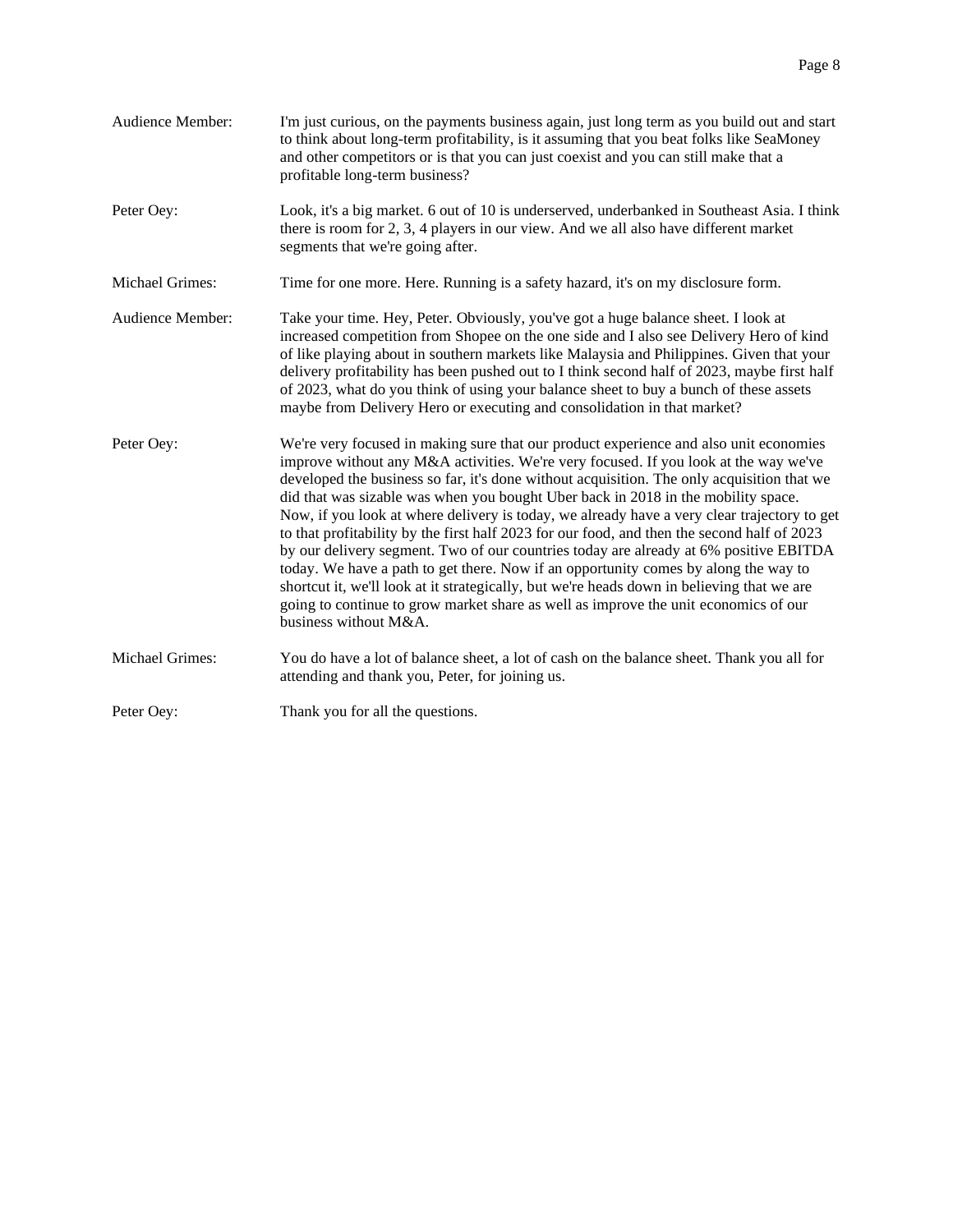**Audience Member:** I'm just curious, on the payments business again, just long term as you build out and start to think about long-term profitability, is it assuming that you beat folks like SeaMoney and other competitors or is that you can just coexist and you can still make that a profitable long-term business?

**Peter Oey:** Look, it's a big market. 6 out of 10 is underserved, underbanked in Southeast Asia. I think there is room for 2, 3, 4 players in our view. And we all also have different market segments that we're going after.

**Michael Grimes:** Time for one more. Here. Running is a safety hazard, it's on my disclosure form.

**Audience Member:** Take your time. Hey, Peter. Obviously, you've got a huge balance sheet. I look at increased competition from Shopee on the one side and I also see Delivery Hero of kind of like playing about in southern markets like Malaysia and Philippines. Given that your delivery profitability has been pushed out to I think second half of 2023, maybe first half of 2023, what do you think of using your balance sheet to buy a bunch of these assets maybe from Delivery Hero or executing and consolidation in that market?

**Peter Oey:** We're very focused in making sure that our product experience and also unit economies improve without any M&A activities. We're very focused. If you look at the way we've developed the business so far, it's done without acquisition. The only acquisition that we did that was sizable was when you bought Uber back in 2018 in the mobility space. Now, if you look at where delivery is today, we already have a very clear trajectory to get to that profitability by the first half 2023 for our food, and then the second half of 2023 by our delivery segment. Two of our countries today are already at 6% positive EBITDA today. We have a path to get there. Now if an opportunity comes by along the way to shortcut it, we'll look at it strategically, but we're heads down in believing that we are going to continue to grow market share as well as improve the unit economics of our business without M&A.

**Michael Grimes:** You do have a lot of balance sheet, a lot of cash on the balance sheet. Thank you all for attending and thank you, Peter, for joining us.

**Peter Oey:** Thank you for all the questions.